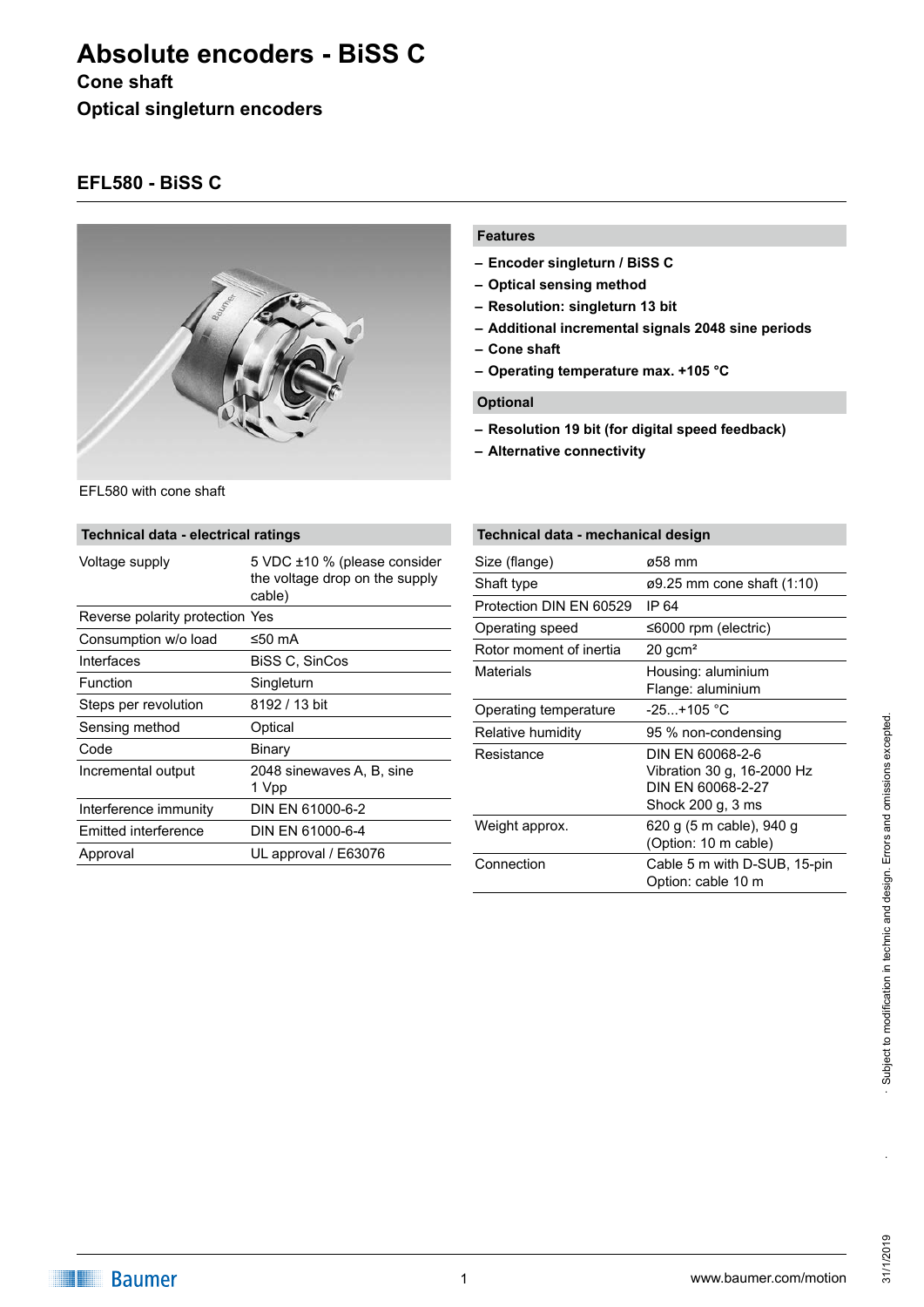# Absolute encoders - BiSS C

**Cone shaft**

**Optical singleturn encoders**

## EFL580 - BiSS C

EFL580 with cone shaft

### Features

- **Encoder singleturn / BiSS C**
- **Optical sensing method**
- **Resolution: singleturn 13 bit**
- **Additional incremental signals 2048 sine periods**
- **Cone shaft**
- **Operating temperature max. +105 °C**

### Optional

- **Resolution 19 bit (for digital speed feedback)**
- **Alternative connectivity**

### Technical data - electrical ratings

| | |
|---|---|
| Voltage supply | 5 VDC ±10 % (please consider the voltage drop on the supply cable) |
| Reverse polarity protection | Yes |
| Consumption w/o load | ≤50 mA |
| Interfaces | BiSS C, SinCos |
| Function | Singleturn |
| Steps per revolution | 8192 / 13 bit |
| Sensing method | Optical |
| Code | Binary |
| Incremental output | 2048 sinewaves A, B, sine 1 Vpp |
| Interference immunity | DIN EN 61000-6-2 |
| Emitted interference | DIN EN 61000-6-4 |
| Approval | UL approval / E63076 |

### Technical data - mechanical design

| | |
|---|---|
| Size (flange) | ø58 mm |
| Shaft type | ø9.25 mm cone shaft (1:10) |
| Protection DIN EN 60529 | IP 64 |
| Operating speed | ≤6000 rpm (electric) |
| Rotor moment of inertia | 20 gcm² |
| Materials | Housing: aluminium<br>Flange: aluminium |
| Operating temperature | -25...+105 °C |
| Relative humidity | 95 % non-condensing |
| Resistance | DIN EN 60068-2-6<br>Vibration 30 g, 16-2000 Hz<br>DIN EN 60068-2-27<br>Shock 200 g, 3 ms |
| Weight approx. | 620 g (5 m cable), 940 g (Option: 10 m cable) |
| Connection | Cable 5 m with D-SUB, 15-pin<br>Option: cable 10 m |

Subject to modification in technic and design. Errors and omissions excepted.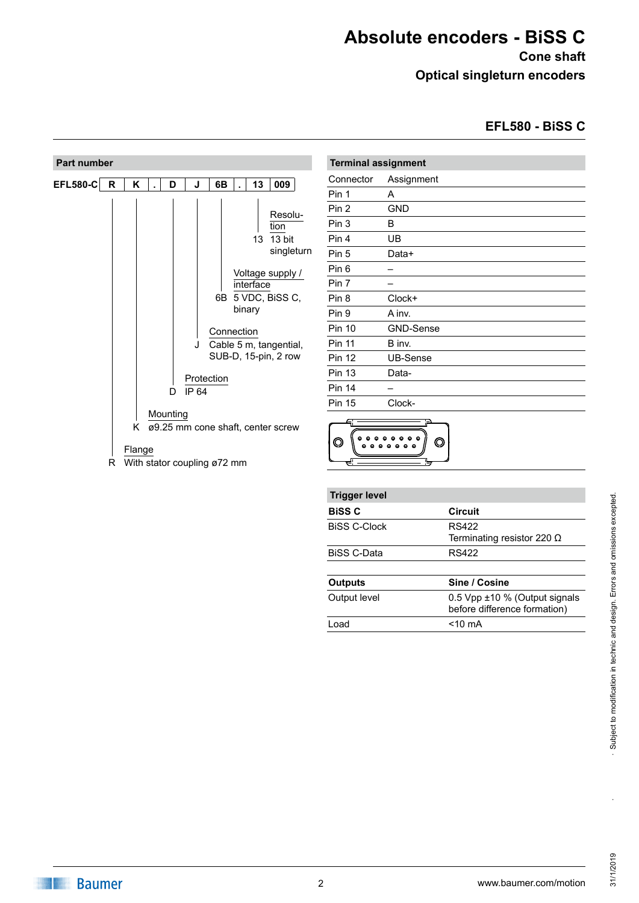# Absolute encoders - BiSS C

## Cone shaft

## Optical singleturn encoders

## EFL580 - BiSS C

### Part number

| EFL580-C | R | K | . | D | J | 6B | . | 13 | 009 |
|---|---|---|---|---|---|---|---|---|---|

**Resolution**
13 — 13 bit singleturn

**Voltage supply / interface**
6B — 5 VDC, BiSS C, binary

**Connection**
J — Cable 5 m, tangential, SUB-D, 15-pin, 2 row

**Protection**
D — IP 64

**Mounting**
K — ø9.25 mm cone shaft, center screw

**Flange**
R — With stator coupling ø72 mm

### Terminal assignment

| Connector | Assignment |
|---|---|
| Pin 1 | A |
| Pin 2 | GND |
| Pin 3 | B |
| Pin 4 | UB |
| Pin 5 | Data+ |
| Pin 6 | – |
| Pin 7 | – |
| Pin 8 | Clock+ |
| Pin 9 | A inv. |
| Pin 10 | GND-Sense |
| Pin 11 | B inv. |
| Pin 12 | UB-Sense |
| Pin 13 | Data- |
| Pin 14 | – |
| Pin 15 | Clock- |

### Trigger level

| BiSS C | Circuit |
|---|---|
| BiSS C-Clock | RS422<br>Terminating resistor 220 Ω |
| BiSS C-Data | RS422 |

| Outputs | Sine / Cosine |
|---|---|
| Output level | 0.5 Vpp ±10 % (Output signals before difference formation) |
| Load | <10 mA |

Subject to modification in technic and design. Errors and omissions excepted.

31/1/2019

www.baumer.com/motion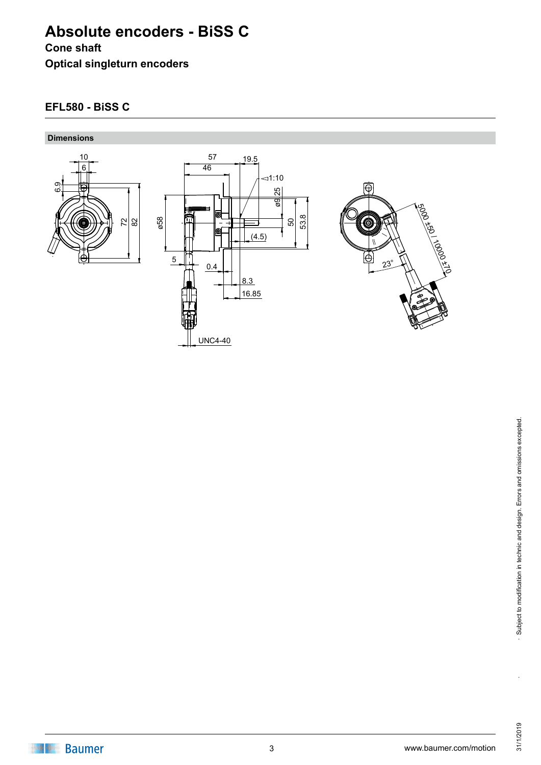# Absolute encoders - BiSS C

**Cone shaft**

**Optical singleturn encoders**

## EFL580 - BiSS C

### Dimensions

10
6
6.9
72
82

57
46
19.5
◁1:10
ø9.25
ø58
50
53.8
(4.5)
5
0.4
8.3
16.85
UNC4-40

5000 ±50 / 10000 ±70
23°

Subject to modification in technic and design. Errors and omissions excepted.

31/1/2019